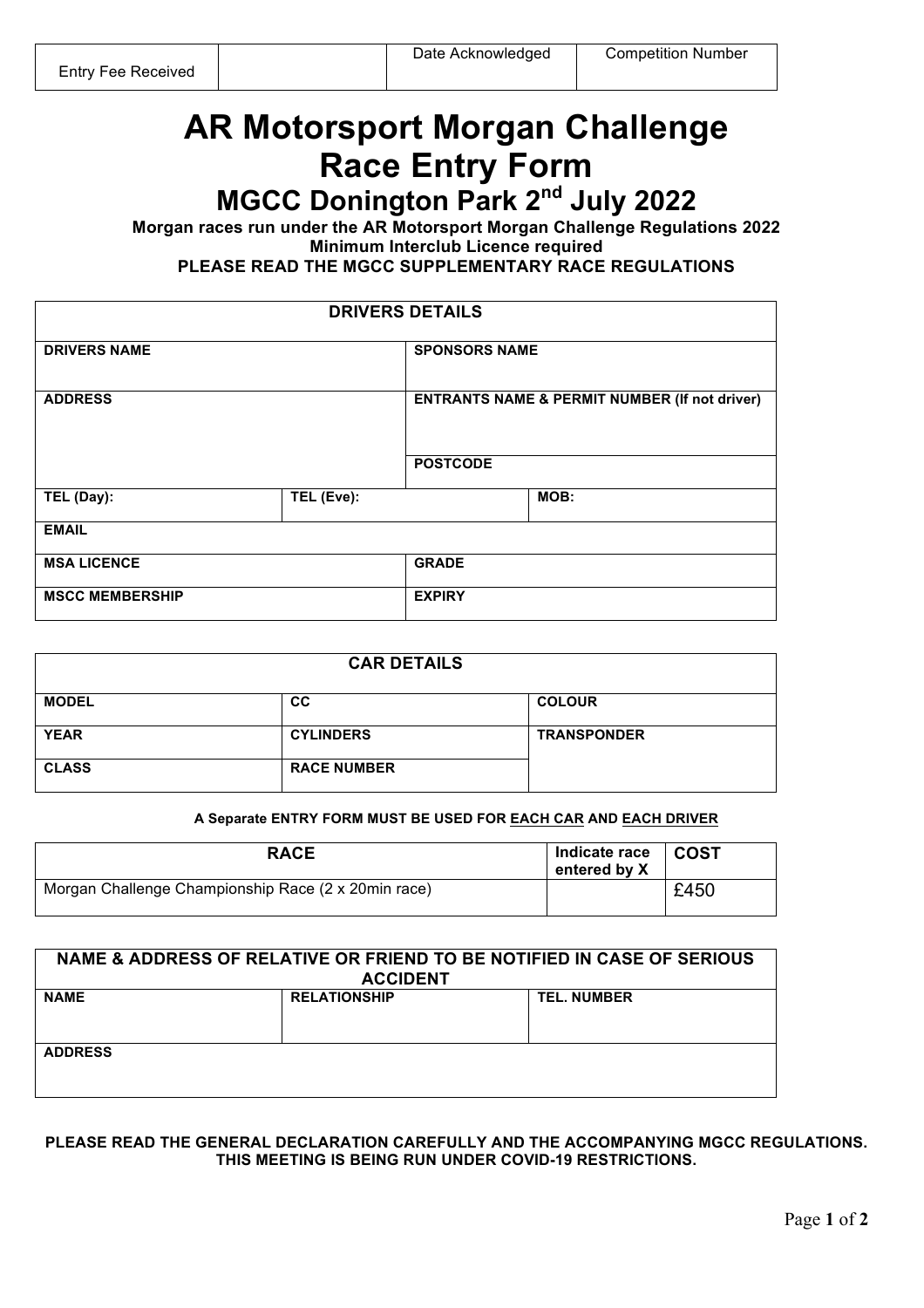| Entry Fee Received | | Date Acknowledged | Competition Number |
|---|---|---|---|

# AR Motorsport Morgan Challenge Race Entry Form

## MGCC Donington Park 2nd July 2022

**Morgan races run under the AR Motorsport Morgan Challenge Regulations 2022**
**Minimum Interclub Licence required**
**PLEASE READ THE MGCC SUPPLEMENTARY RACE REGULATIONS**

| DRIVERS DETAILS | | |
|---|---|---|
| **DRIVERS NAME** | | **SPONSORS NAME** |
| **ADDRESS** | | **ENTRANTS NAME & PERMIT NUMBER (If not driver)** |
| | | **POSTCODE** |
| **TEL (Day):** | **TEL (Eve):** | **MOB:** |
| **EMAIL** | | |
| **MSA LICENCE** | | **GRADE** |
| **MSCC MEMBERSHIP** | | **EXPIRY** |

| CAR DETAILS | | |
|---|---|---|
| **MODEL** | **CC** | **COLOUR** |
| **YEAR** | **CYLINDERS** | **TRANSPONDER** |
| **CLASS** | **RACE NUMBER** | |

**A Separate ENTRY FORM MUST BE USED FOR EACH CAR AND EACH DRIVER**

| RACE | Indicate race entered by X | COST |
|---|---|---|
| Morgan Challenge Championship Race (2 x 20min race) | | £450 |

| NAME & ADDRESS OF RELATIVE OR FRIEND TO BE NOTIFIED IN CASE OF SERIOUS ACCIDENT | | |
|---|---|---|
| **NAME** | **RELATIONSHIP** | **TEL. NUMBER** |
| **ADDRESS** | | |

**PLEASE READ THE GENERAL DECLARATION CAREFULLY AND THE ACCOMPANYING MGCC REGULATIONS. THIS MEETING IS BEING RUN UNDER COVID-19 RESTRICTIONS.**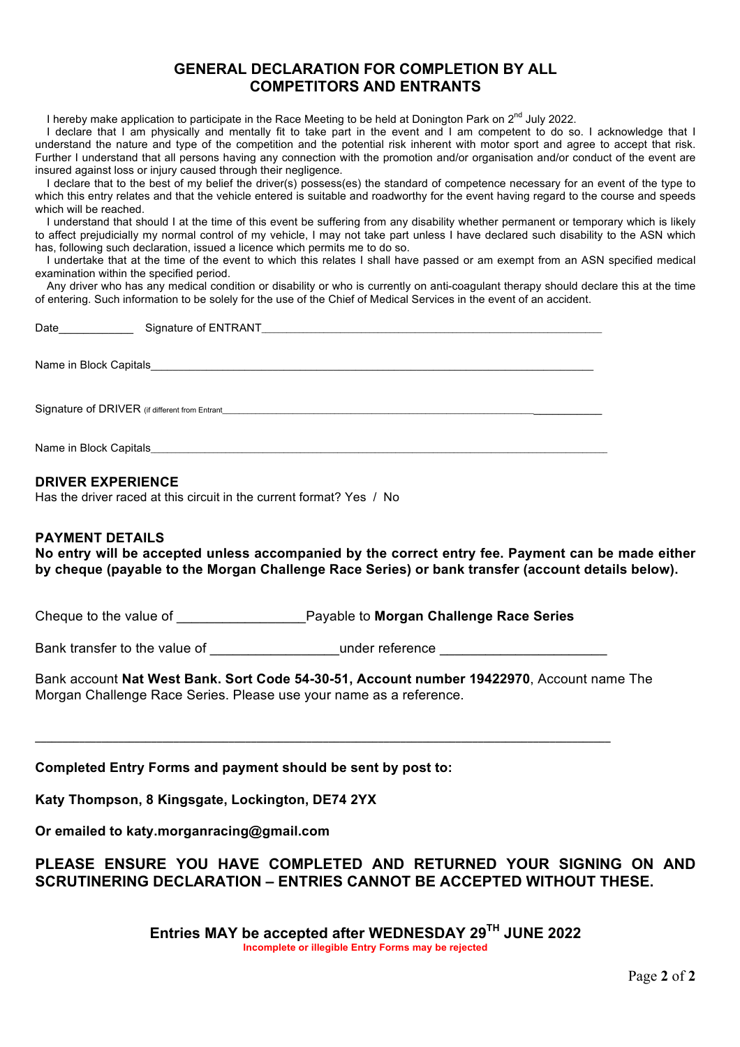## GENERAL DECLARATION FOR COMPLETION BY ALL COMPETITORS AND ENTRANTS

I hereby make application to participate in the Race Meeting to be held at Donington Park on 2nd July 2022.

I declare that I am physically and mentally fit to take part in the event and I am competent to do so. I acknowledge that I understand the nature and type of the competition and the potential risk inherent with motor sport and agree to accept that risk. Further I understand that all persons having any connection with the promotion and/or organisation and/or conduct of the event are insured against loss or injury caused through their negligence.

I declare that to the best of my belief the driver(s) possess(es) the standard of competence necessary for an event of the type to which this entry relates and that the vehicle entered is suitable and roadworthy for the event having regard to the course and speeds which will be reached.

I understand that should I at the time of this event be suffering from any disability whether permanent or temporary which is likely to affect prejudicially my normal control of my vehicle, I may not take part unless I have declared such disability to the ASN which has, following such declaration, issued a licence which permits me to do so.

I undertake that at the time of the event to which this relates I shall have passed or am exempt from an ASN specified medical examination within the specified period.

Any driver who has any medical condition or disability or who is currently on anti-coagulant therapy should declare this at the time of entering. Such information to be solely for the use of the Chief of Medical Services in the event of an accident.

Date____________ Signature of ENTRANT__________________________________________________________

Name in Block Capitals__________________________________________________________________________

Signature of DRIVER (if different from Entrant________________________________________________________________

Name in Block Capitals__________________________________________________________________________

### DRIVER EXPERIENCE

Has the driver raced at this circuit in the current format? Yes / No

### PAYMENT DETAILS

**No entry will be accepted unless accompanied by the correct entry fee. Payment can be made either by cheque (payable to the Morgan Challenge Race Series) or bank transfer (account details below).**

Cheque to the value of ________________Payable to **Morgan Challenge Race Series**

Bank transfer to the value of ________________under reference ____________________

Bank account **Nat West Bank. Sort Code 54-30-51, Account number 19422970**, Account name The Morgan Challenge Race Series. Please use your name as a reference.

---

**Completed Entry Forms and payment should be sent by post to:**

**Katy Thompson, 8 Kingsgate, Lockington, DE74 2YX**

**Or emailed to katy.morganracing@gmail.com**

**PLEASE ENSURE YOU HAVE COMPLETED AND RETURNED YOUR SIGNING ON AND SCRUTINEERING DECLARATION – ENTRIES CANNOT BE ACCEPTED WITHOUT THESE.**

**Entries MAY be accepted after WEDNESDAY 29TH JUNE 2022**

**Incomplete or illegible Entry Forms may be rejected**